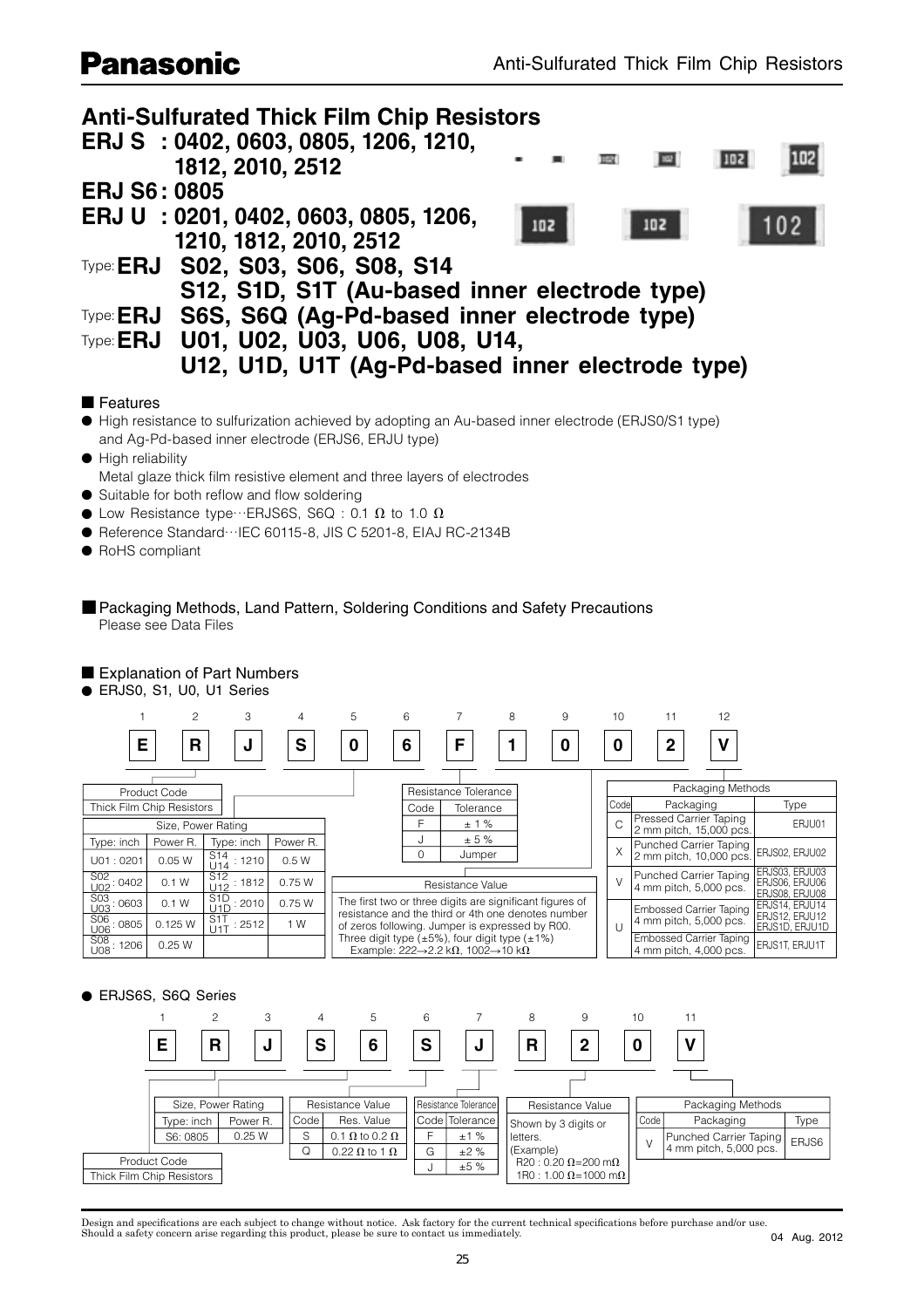# Anti-Sulfurated Thick Film Chip Resistors

## ERJ S : 0402, 0603, 0805, 1206, 1210, 1812, 2010, 2512
## ERJ S6 : 0805
## ERJ U : 0201, 0402, 0603, 0805, 1206, 1210, 1812, 2010, 2512

Type: **ERJ S02, S03, S06, S08, S14**
**S12, S1D, S1T (Au-based inner electrode type)**

Type: **ERJ S6S, S6Q (Ag-Pd-based inner electrode type)**

Type: **ERJ U01, U02, U03, U06, U08, U14,**
**U12, U1D, U1T (Ag-Pd-based inner electrode type)**

### ■ Features

- High resistance to sulfurization achieved by adopting an Au-based inner electrode (ERJS0/S1 type) and Ag-Pd-based inner electrode (ERJS6, ERJU type)
- High reliability
  Metal glaze thick film resistive element and three layers of electrodes
- Suitable for both reflow and flow soldering
- Low Resistance type···ERJS6S, S6Q : 0.1 Ω to 1.0 Ω
- Reference Standard···IEC 60115-8, JIS C 5201-8, EIAJ RC-2134B
- RoHS compliant

### ■ Packaging Methods, Land Pattern, Soldering Conditions and Safety Precautions

Please see Data Files

### ■ Explanation of Part Numbers

● ERJS0, S1, U0, U1 Series

| 1 | 2 | 3 | 4 | 5 | 6 | 7 | 8 | 9 | 10 | 11 | 12 |
|---|---|---|---|---|---|---|---|---|---|---|---|
| E | R | J | S | 0 | 6 | F | 1 | 0 | 0 | 2 | V |

| Product Code |
|---|
| Thick Film Chip Resistors |

| Size, Power Rating | | | |
|---|---|---|---|
| Type: inch | Power R. | Type: inch | Power R. |
| U01 : 0201 | 0.05 W | S14 U14 : 1210 | 0.5 W |
| S02 U02 : 0402 | 0.1 W | S12 U12 : 1812 | 0.75 W |
| S03 U03 : 0603 | 0.1 W | S1D U1D : 2010 | 0.75 W |
| S06 U06 : 0805 | 0.125 W | S1T U1T : 2512 | 1 W |
| S08 U08 : 1206 | 0.25 W | | |

| Resistance Tolerance | |
|---|---|
| Code | Tolerance |
| F | ± 1 % |
| J | ± 5 % |
| 0 | Jumper |

**Resistance Value**

The first two or three digits are significant figures of resistance and the third or 4th one denotes number of zeros following. Jumper is expressed by R00.
Three digit type (±5%), four digit type (±1%)
Example: 222→2.2 kΩ, 1002→10 kΩ

| Packaging Methods | | |
|---|---|---|
| Code | Packaging | Type |
| C | Pressed Carrier Taping 2 mm pitch, 15,000 pcs. | ERJU01 |
| X | Punched Carrier Taping 2 mm pitch, 10,000 pcs. | ERJS02, ERJU02 |
| V | Punched Carrier Taping 4 mm pitch, 5,000 pcs. | ERJS03, ERJU03, ERJS06, ERJU06, ERJS08, ERJU08 |
| U | Embossed Carrier Taping 4 mm pitch, 5,000 pcs. | ERJS14, ERJU14, ERJS12, ERJU12, ERJS1D, ERJU1D |
| U | Embossed Carrier Taping 4 mm pitch, 4,000 pcs. | ERJS1T, ERJU1T |

● ERJS6S, S6Q Series

| 1 | 2 | 3 | 4 | 5 | 6 | 7 | 8 | 9 | 10 | 11 |
|---|---|---|---|---|---|---|---|---|---|---|
| E | R | J | S | 6 | S | J | R | 2 | 0 | V |

| Product Code |
|---|
| Thick Film Chip Resistors |

| Size, Power Rating | |
|---|---|
| Type: inch | Power R. |
| S6: 0805 | 0.25 W |

| Resistance Value | |
|---|---|
| Code | Res. Value |
| S | 0.1 Ω to 0.2 Ω |
| Q | 0.22 Ω to 1 Ω |

| Resistance Tolerance | |
|---|---|
| Code | Tolerance |
| F | ±1 % |
| G | ±2 % |
| J | ±5 % |

**Resistance Value**

Shown by 3 digits or letters.
(Example)
R20 : 0.20 Ω=200 mΩ
1R0 : 1.00 Ω=1000 mΩ

| Packaging Methods | | |
|---|---|---|
| Code | Packaging | Type |
| V | Punched Carrier Taping 4 mm pitch, 5,000 pcs. | ERJS6 |

Design and specifications are each subject to change without notice. Ask factory for the current technical specifications before purchase and/or use.
Should a safety concern arise regarding this product, please be sure to contact us immediately.

04 Aug. 2012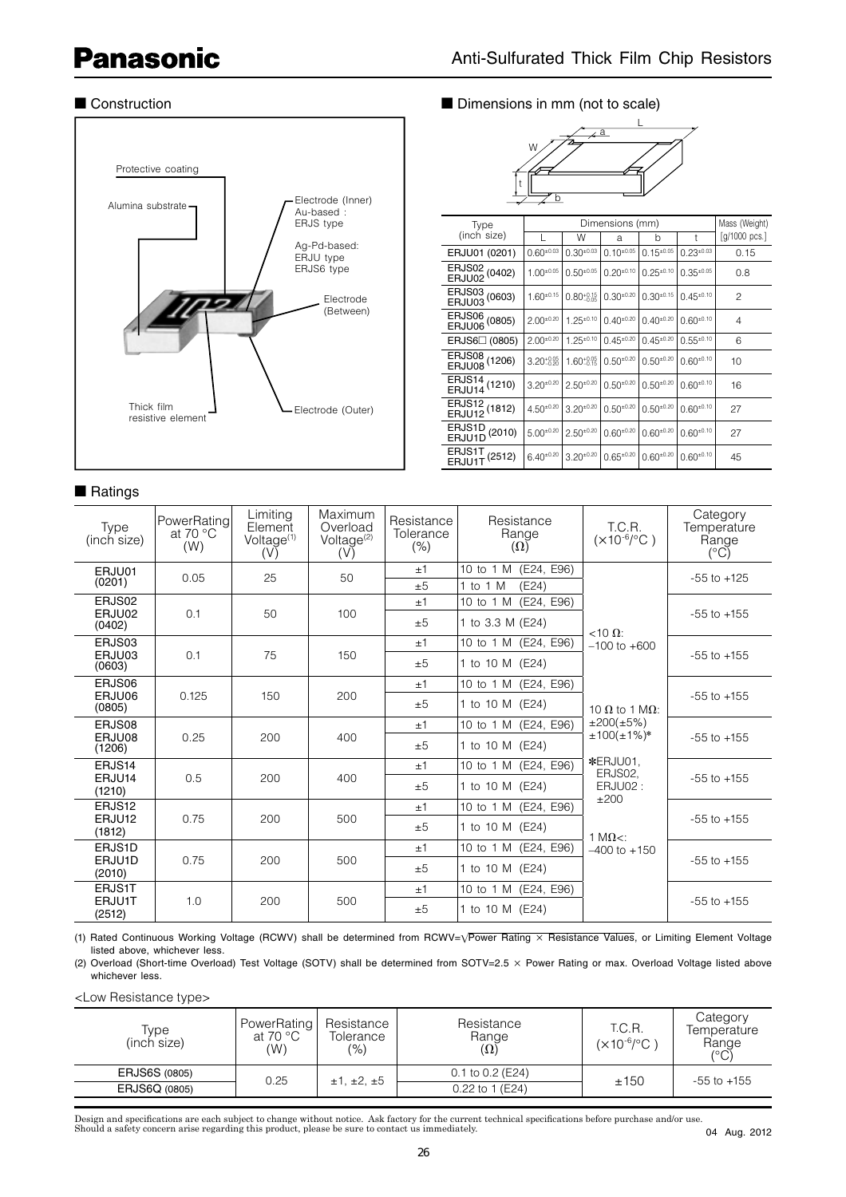## Anti-Sulfurated Thick Film Chip Resistors

### ■ Construction

Protective coating

Alumina substrate

Electrode (Inner)
Au-based : ERJS type
Ag-Pd-based: ERJU type ERJS6 type

Electrode (Between)

Thick film resistive element

Electrode (Outer)

### ■ Dimensions in mm (not to scale)

| Type (inch size) | L | W | a | b | t | Mass (Weight) [g/1000 pcs.] |
|---|---|---|---|---|---|---|
| ERJU01 (0201) | $0.60^{\pm0.03}$ | $0.30^{\pm0.03}$ | $0.10^{\pm0.05}$ | $0.15^{\pm0.05}$ | $0.23^{\pm0.03}$ | 0.15 |
| ERJS02 ERJU02 (0402) | $1.00^{\pm0.05}$ | $0.50^{\pm0.05}$ | $0.20^{\pm0.10}$ | $0.25^{\pm0.10}$ | $0.35^{\pm0.05}$ | 0.8 |
| ERJS03 ERJU03 (0603) | $1.60^{\pm0.15}$ | $0.80^{+0.15}_{-0.05}$ | $0.30^{\pm0.20}$ | $0.30^{\pm0.15}$ | $0.45^{\pm0.10}$ | 2 |
| ERJS06 ERJU06 (0805) | $2.00^{\pm0.20}$ | $1.25^{\pm0.10}$ | $0.40^{\pm0.20}$ | $0.40^{\pm0.20}$ | $0.60^{\pm0.10}$ | 4 |
| ERJS6□ (0805) | $2.00^{\pm0.20}$ | $1.25^{\pm0.10}$ | $0.45^{\pm0.20}$ | $0.45^{\pm0.20}$ | $0.55^{\pm0.10}$ | 6 |
| ERJS08 ERJU08 (1206) | $3.20^{+0.05}_{-0.20}$ | $1.60^{+0.05}_{-0.15}$ | $0.50^{\pm0.20}$ | $0.50^{\pm0.20}$ | $0.60^{\pm0.10}$ | 10 |
| ERJS14 ERJU14 (1210) | $3.20^{\pm0.20}$ | $2.50^{\pm0.20}$ | $0.50^{\pm0.20}$ | $0.50^{\pm0.20}$ | $0.60^{\pm0.10}$ | 16 |
| ERJS12 ERJU12 (1812) | $4.50^{\pm0.20}$ | $3.20^{\pm0.20}$ | $0.50^{\pm0.20}$ | $0.50^{\pm0.20}$ | $0.60^{\pm0.10}$ | 27 |
| ERJS1D ERJU1D (2010) | $5.00^{\pm0.20}$ | $2.50^{\pm0.20}$ | $0.60^{\pm0.20}$ | $0.60^{\pm0.20}$ | $0.60^{\pm0.10}$ | 27 |
| ERJS1T ERJU1T (2512) | $6.40^{\pm0.20}$ | $3.20^{\pm0.20}$ | $0.65^{\pm0.20}$ | $0.60^{\pm0.20}$ | $0.60^{\pm0.10}$ | 45 |

### ■ Ratings

| Type (inch size) | Power Rating at 70 °C (W) | Limiting Element Voltage(1) (V) | Maximum Overload Voltage(2) (V) | Resistance Tolerance (%) | Resistance Range (Ω) | T.C.R. ($\times10^{-6}$/°C) | Category Temperature Range (°C) |
|---|---|---|---|---|---|---|---|
| ERJU01 (0201) | 0.05 | 25 | 50 | ±1 | 10 to 1 M (E24, E96) | <10 Ω: –100 to +600<br>10 Ω to 1 MΩ: ±200(±5%) ±100(±1%)*<br>*ERJU01, ERJS02, ERJU02 : ±200<br>1 MΩ<: –400 to +150 | -55 to +125 |
| | | | | ±5 | 1 to 1 M (E24) | | |
| ERJS02 ERJU02 (0402) | 0.1 | 50 | 100 | ±1 | 10 to 1 M (E24, E96) | | -55 to +155 |
| | | | | ±5 | 1 to 3.3 M (E24) | | |
| ERJS03 ERJU03 (0603) | 0.1 | 75 | 150 | ±1 | 10 to 1 M (E24, E96) | | -55 to +155 |
| | | | | ±5 | 1 to 10 M (E24) | | |
| ERJS06 ERJU06 (0805) | 0.125 | 150 | 200 | ±1 | 10 to 1 M (E24, E96) | | -55 to +155 |
| | | | | ±5 | 1 to 10 M (E24) | | |
| ERJS08 ERJU08 (1206) | 0.25 | 200 | 400 | ±1 | 10 to 1 M (E24, E96) | | -55 to +155 |
| | | | | ±5 | 1 to 10 M (E24) | | |
| ERJS14 ERJU14 (1210) | 0.5 | 200 | 400 | ±1 | 10 to 1 M (E24, E96) | | -55 to +155 |
| | | | | ±5 | 1 to 10 M (E24) | | |
| ERJS12 ERJU12 (1812) | 0.75 | 200 | 500 | ±1 | 10 to 1 M (E24, E96) | | -55 to +155 |
| | | | | ±5 | 1 to 10 M (E24) | | |
| ERJS1D ERJU1D (2010) | 0.75 | 200 | 500 | ±1 | 10 to 1 M (E24, E96) | | -55 to +155 |
| | | | | ±5 | 1 to 10 M (E24) | | |
| ERJS1T ERJU1T (2512) | 1.0 | 200 | 500 | ±1 | 10 to 1 M (E24, E96) | | -55 to +155 |
| | | | | ±5 | 1 to 10 M (E24) | | |

(1) Rated Continuous Working Voltage (RCWV) shall be determined from RCWV=$\sqrt{\text{Power Rating} \times \text{Resistance Values}}$, or Limiting Element Voltage listed above, whichever less.

(2) Overload (Short-time Overload) Test Voltage (SOTV) shall be determined from SOTV=2.5 × Power Rating or max. Overload Voltage listed above whichever less.

<Low Resistance type>

| Type (inch size) | Power Rating at 70 °C (W) | Resistance Tolerance (%) | Resistance Range (Ω) | T.C.R. ($\times10^{-6}$/°C) | Category Temperature Range (°C) |
|---|---|---|---|---|---|
| ERJS6S (0805) | 0.25 | ±1, ±2, ±5 | 0.1 to 0.2 (E24) | ±150 | -55 to +155 |
| ERJS6Q (0805) | | | 0.22 to 1 (E24) | | |

Design and specifications are each subject to change without notice. Ask factory for the current technical specifications before purchase and/or use.
Should a safety concern arise regarding this product, please be sure to contact us immediately.

04 Aug. 2012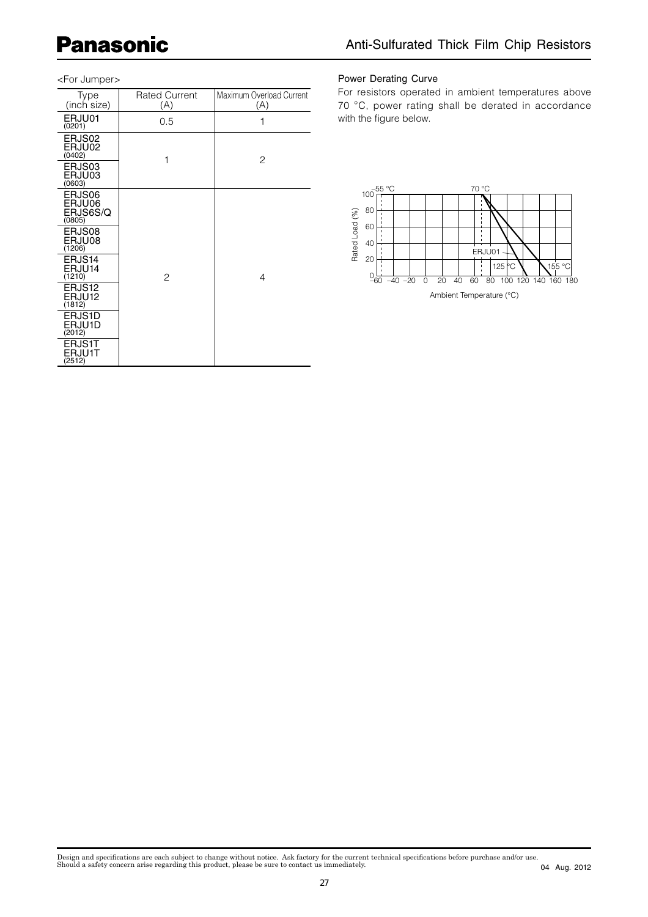<For Jumper>

| Type (inch size) | Rated Current (A) | Maximum Overload Current (A) |
|---|---|---|
| ERJU01 (0201) | 0.5 | 1 |
| ERJS02 ERJU02 (0402) | 1 | 2 |
| ERJS03 ERJU03 (0603) | | |
| ERJS06 ERJU06 ERJS6S/Q (0805) | 2 | 4 |
| ERJS08 ERJU08 (1206) | | |
| ERJS14 ERJU14 (1210) | | |
| ERJS12 ERJU12 (1812) | | |
| ERJS1D ERJU1D (2012) | | |
| ERJS1T ERJU1T (2512) | | |

Power Derating Curve

For resistors operated in ambient temperatures above 70 °C, power rating shall be derated in accordance with the figure below.

–55 °C
70 °C
Rated Load (%)
100
80
60
40
20
0
ERJU01
125 °C
155 °C
–60 –40 –20 0 20 40 60 80 100 120 140 160 180
Ambient Temperature (°C)

Design and specifications are each subject to change without notice. Ask factory for the current technical specifications before purchase and/or use.
Should a safety concern arise regarding this product, please be sure to contact us immediately.

04 Aug. 2012